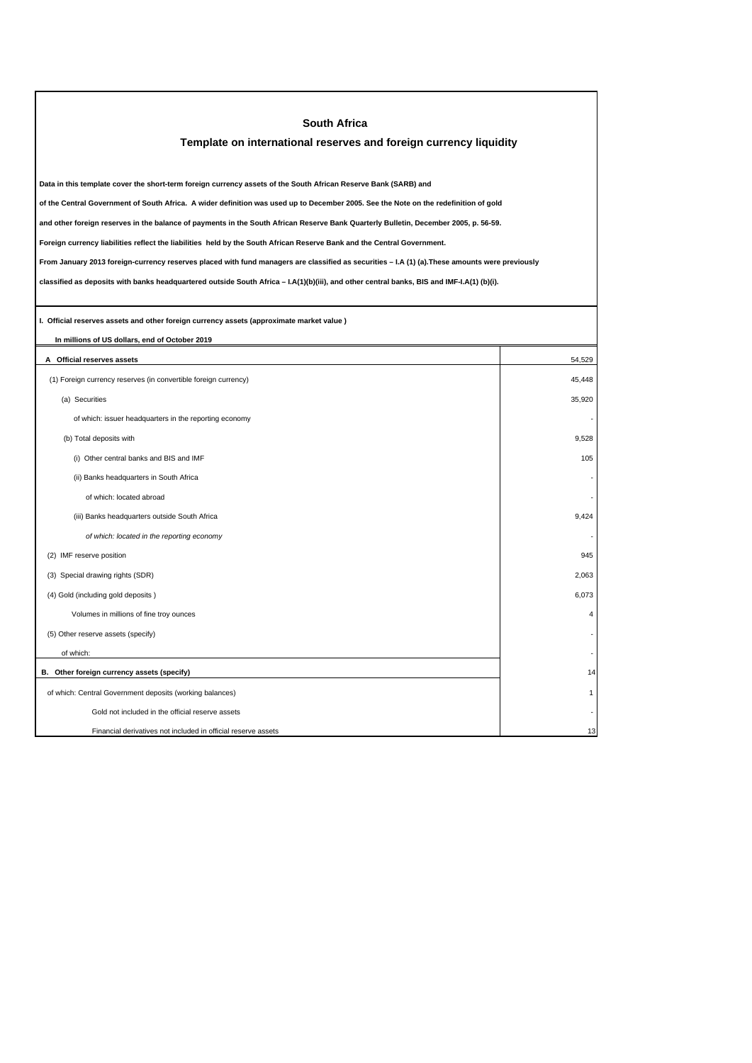# South Africa

## Template on international reserves and foreign currency liquidity

**Data in this template cover the short-term foreign currency assets of the South African Reserve Bank (SARB) and**

**of the Central Government of South Africa. A wider definition was used up to December 2005. See the Note on the redefinition of gold**

**and other foreign reserves in the balance of payments in the South African Reserve Bank Quarterly Bulletin, December 2005, p. 56-59.**

**Foreign currency liabilities reflect the liabilities held by the South African Reserve Bank and the Central Government.**

**From January 2013 foreign-currency reserves placed with fund managers are classified as securities – I.A (1) (a).These amounts were previously**

**classified as deposits with banks headquartered outside South Africa – I.A(1)(b)(iii), and other central banks, BIS and IMF-I.A(1) (b)(i).**

**I. Official reserves assets and other foreign currency assets (approximate market value )**

**In millions of US dollars, end of October 2019**

| | |
|---|---|
| **A Official reserves assets** | 54,529 |
| (1) Foreign currency reserves (in convertible foreign currency) | 45,448 |
| (a) Securities | 35,920 |
| of which: issuer headquarters in the reporting economy | - |
| (b) Total deposits with | 9,528 |
| (i) Other central banks and BIS and IMF | 105 |
| (ii) Banks headquarters in South Africa | - |
| of which: located abroad | - |
| (iii) Banks headquarters outside South Africa | 9,424 |
| *of which: located in the reporting economy* | - |
| (2) IMF reserve position | 945 |
| (3) Special drawing rights (SDR) | 2,063 |
| (4) Gold (including gold deposits ) | 6,073 |
| Volumes in millions of fine troy ounces | 4 |
| (5) Other reserve assets (specify) | - |
| of which: | - |
| **B. Other foreign currency assets (specify)** | 14 |
| of which: Central Government deposits (working balances) | 1 |
| Gold not included in the official reserve assets | - |
| Financial derivatives not included in official reserve assets | 13 |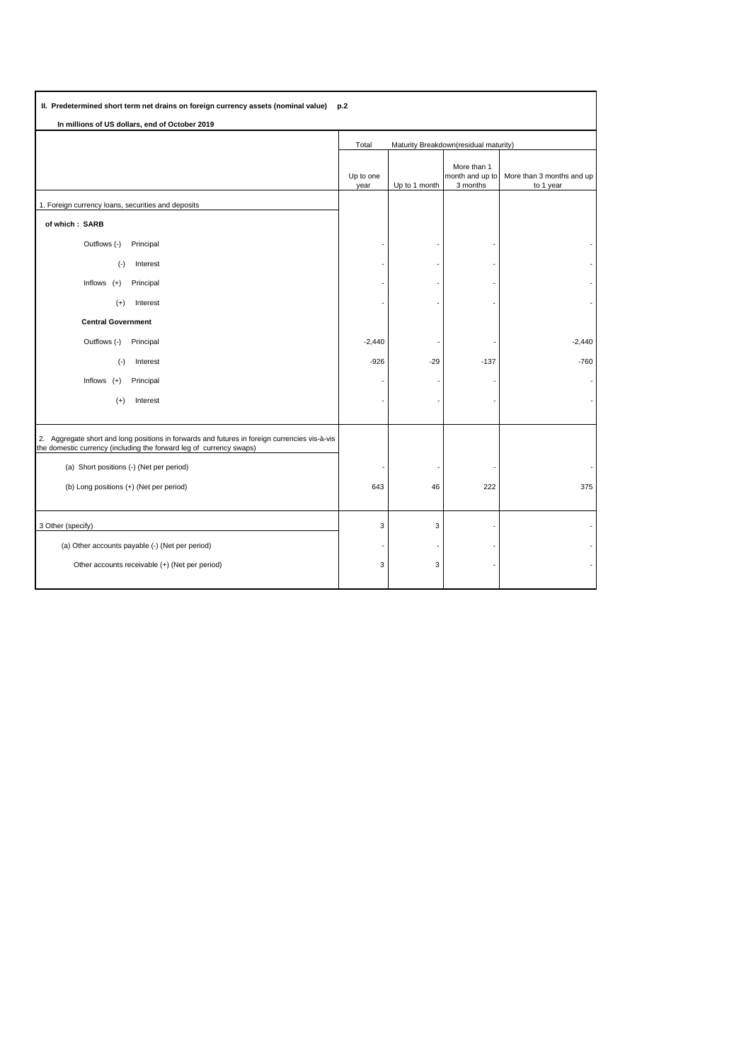**II. Predetermined short term net drains on foreign currency assets (nominal value) p.2**

**In millions of US dollars, end of October 2019**

| | Total | Maturity Breakdown(residual maturity) | | |
|---|---|---|---|---|
| | Up to one year | Up to 1 month | More than 1 month and up to 3 months | More than 3 months and up to 1 year |
| 1. Foreign currency loans, securities and deposits | | | | |
| **of which : SARB** | | | | |
| Outflows (-) Principal | - | - | - | - |
| (-) Interest | - | - | - | - |
| Inflows (+) Principal | - | - | - | - |
| (+) Interest | - | - | - | - |
| **Central Government** | | | | |
| Outflows (-) Principal | -2,440 | - | - | -2,440 |
| (-) Interest | -926 | -29 | -137 | -760 |
| Inflows (+) Principal | - | - | - | - |
| (+) Interest | - | - | - | - |
| 2. Aggregate short and long positions in forwards and futures in foreign currencies vis-à-vis the domestic currency (including the forward leg of currency swaps) | | | | |
| (a) Short positions (-) (Net per period) | - | - | - | - |
| (b) Long positions (+) (Net per period) | 643 | 46 | 222 | 375 |
| 3 Other (specify) | 3 | 3 | - | - |
| (a) Other accounts payable (-) (Net per period) | - | - | - | - |
| Other accounts receivable (+) (Net per period) | 3 | 3 | - | - |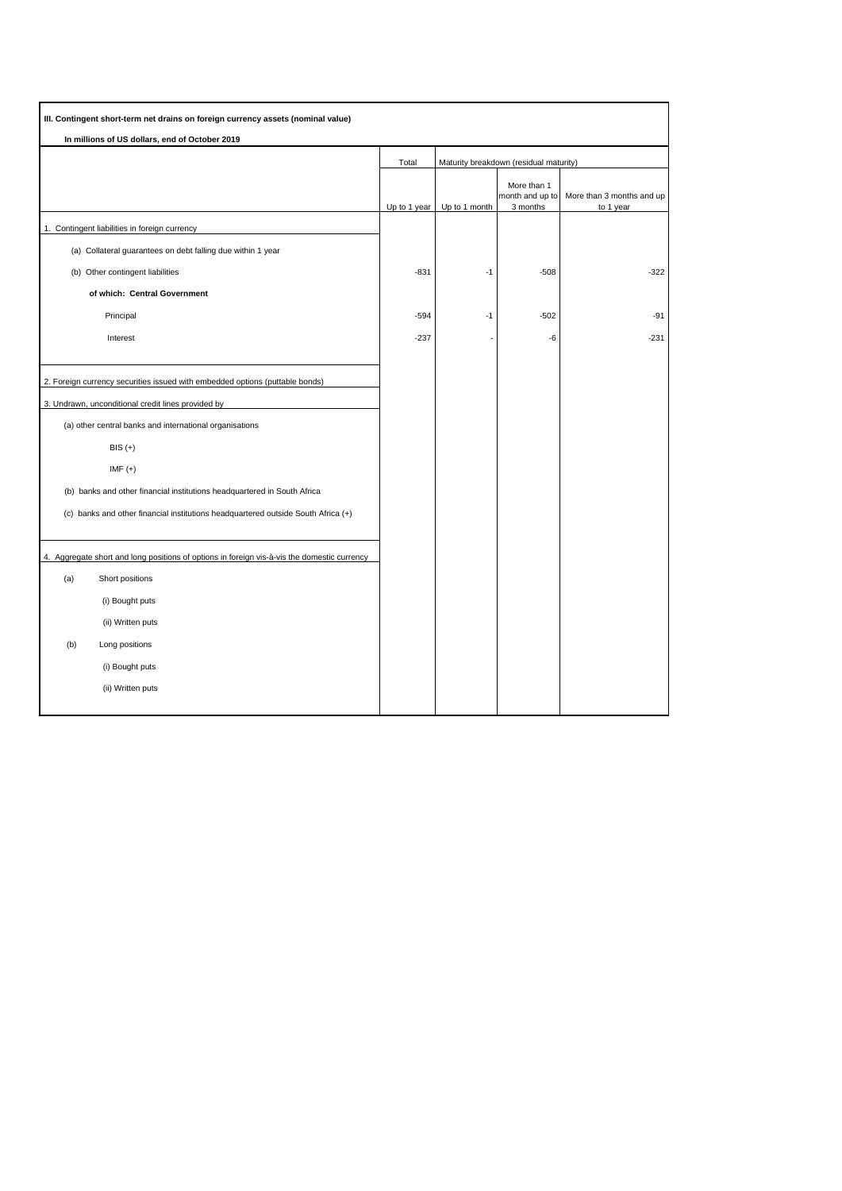**III. Contingent short-term net drains on foreign currency assets (nominal value)**

**In millions of US dollars, end of October 2019**

| | Total | Maturity breakdown (residual maturity) | | |
|---|---|---|---|---|
| | Up to 1 year | Up to 1 month | More than 1 month and up to 3 months | More than 3 months and up to 1 year |
| 1. Contingent liabilities in foreign currency | | | | |
| (a) Collateral guarantees on debt falling due within 1 year | | | | |
| (b) Other contingent liabilities | -831 | -1 | -508 | -322 |
| **of which: Central Government** | | | | |
| Principal | -594 | -1 | -502 | -91 |
| Interest | -237 | - | -6 | -231 |
| 2. Foreign currency securities issued with embedded options (puttable bonds) | | | | |
| 3. Undrawn, unconditional credit lines provided by | | | | |
| (a) other central banks and international organisations | | | | |
| BIS (+) | | | | |
| IMF (+) | | | | |
| (b) banks and other financial institutions headquartered in South Africa | | | | |
| (c) banks and other financial institutions headquartered outside South Africa (+) | | | | |
| 4. Aggregate short and long positions of options in foreign vis-à-vis the domestic currency | | | | |
| (a) Short positions | | | | |
| (i) Bought puts | | | | |
| (ii) Written puts | | | | |
| (b) Long positions | | | | |
| (i) Bought puts | | | | |
| (ii) Written puts | | | | |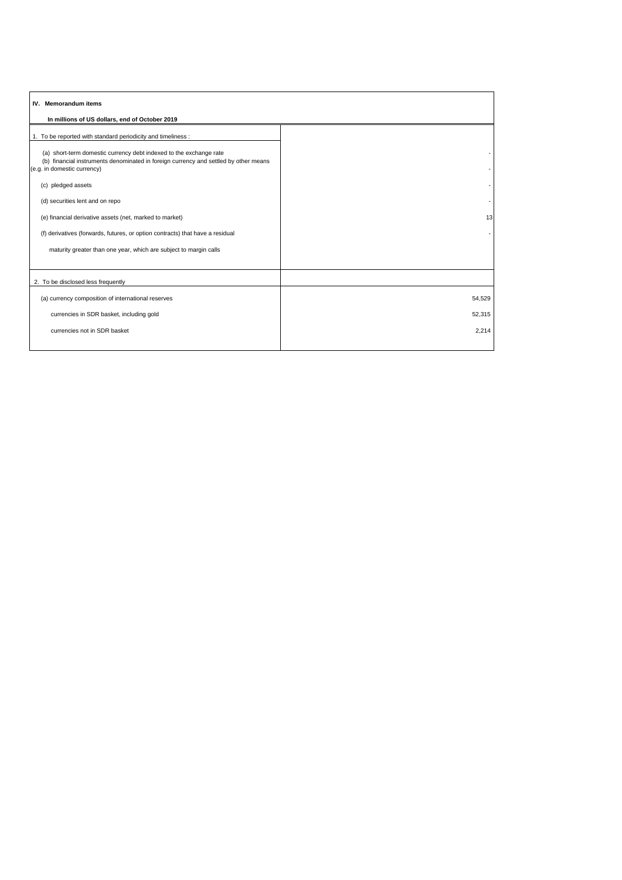| IV. Memorandum items | |
|---|---|
| **In millions of US dollars, end of October 2019** | |
| 1. To be reported with standard periodicity and timeliness : | |
| (a) short-term domestic currency debt indexed to the exchange rate | - |
| (b) financial instruments denominated in foreign currency and settled by other means (e.g. in domestic currency) | - |
| (c) pledged assets | - |
| (d) securities lent and on repo | - |
| (e) financial derivative assets (net, marked to market) | 13 |
| (f) derivatives (forwards, futures, or option contracts) that have a residual maturity greater than one year, which are subject to margin calls | - |
| 2. To be disclosed less frequently | |
| (a) currency composition of international reserves | 54,529 |
| currencies in SDR basket, including gold | 52,315 |
| currencies not in SDR basket | 2,214 |